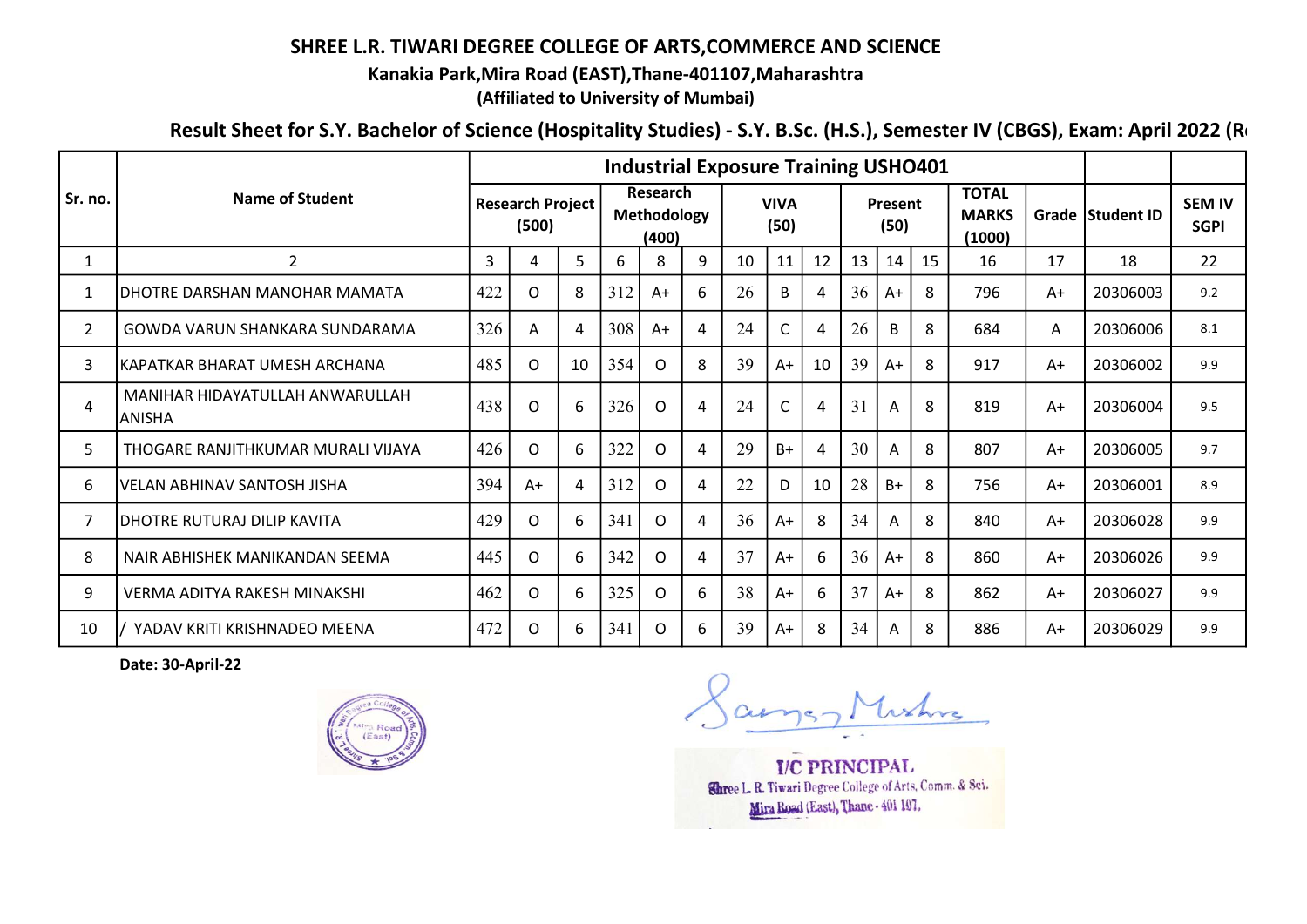# SHREE L.R. TIWARI DEGREE COLLEGE OF ARTS,COMMERCE AND SCIENCE

**Kanakia Park,Mira Road (EAST),Thane-401107,Maharashtra**

**(Affiliated to University of Mumbai)**

**Result Sheet for S.Y. Bachelor of Science (Hospitality Studies) - S.Y. B.Sc. (H.S.), Semester IV (CBGS), Exam: April 2022 (R**

| Sr. no. | Name of Student | Industrial Exposure Training USHO401 | | | | | | | | | | | | | | | |
|---|---|---|---|---|---|---|---|---|---|---|---|---|---|---|---|---|---|
| | | Research Project (500) | | | Research Methodology (400) | | | VIVA (50) | | | Present (50) | | | TOTAL MARKS (1000) | Grade | Student ID | SEM IV SGPI |
| 1 | 2 | 3 | 4 | 5 | 6 | 8 | 9 | 10 | 11 | 12 | 13 | 14 | 15 | 16 | 17 | 18 | 22 |
| 1 | DHOTRE DARSHAN MANOHAR MAMATA | 422 | O | 8 | 312 | A+ | 6 | 26 | B | 4 | 36 | A+ | 8 | 796 | A+ | 20306003 | 9.2 |
| 2 | GOWDA VARUN SHANKARA SUNDARAMA | 326 | A | 4 | 308 | A+ | 4 | 24 | C | 4 | 26 | B | 8 | 684 | A | 20306006 | 8.1 |
| 3 | KAPATKAR BHARAT UMESH ARCHANA | 485 | O | 10 | 354 | O | 8 | 39 | A+ | 10 | 39 | A+ | 8 | 917 | A+ | 20306002 | 9.9 |
| 4 | MANIHAR HIDAYATULLAH ANWARULLAH ANISHA | 438 | O | 6 | 326 | O | 4 | 24 | C | 4 | 31 | A | 8 | 819 | A+ | 20306004 | 9.5 |
| 5 | THOGARE RANJITHKUMAR MURALI VIJAYA | 426 | O | 6 | 322 | O | 4 | 29 | B+ | 4 | 30 | A | 8 | 807 | A+ | 20306005 | 9.7 |
| 6 | VELAN ABHINAV SANTOSH JISHA | 394 | A+ | 4 | 312 | O | 4 | 22 | D | 10 | 28 | B+ | 8 | 756 | A+ | 20306001 | 8.9 |
| 7 | DHOTRE RUTURAJ DILIP KAVITA | 429 | O | 6 | 341 | O | 4 | 36 | A+ | 8 | 34 | A | 8 | 840 | A+ | 20306028 | 9.9 |
| 8 | NAIR ABHISHEK MANIKANDAN SEEMA | 445 | O | 6 | 342 | O | 4 | 37 | A+ | 6 | 36 | A+ | 8 | 860 | A+ | 20306026 | 9.9 |
| 9 | VERMA ADITYA RAKESH MINAKSHI | 462 | O | 6 | 325 | O | 6 | 38 | A+ | 6 | 37 | A+ | 8 | 862 | A+ | 20306027 | 9.9 |
| 10 | / YADAV KRITI KRISHNADEO MEENA | 472 | O | 6 | 341 | O | 6 | 39 | A+ | 8 | 34 | A | 8 | 886 | A+ | 20306029 | 9.9 |

**Date: 30-April-22**

I/C PRINCIPAL
Shree L. R. Tiwari Degree College of Arts, Comm. & Sci.
Mira Road (East), Thane - 401 107.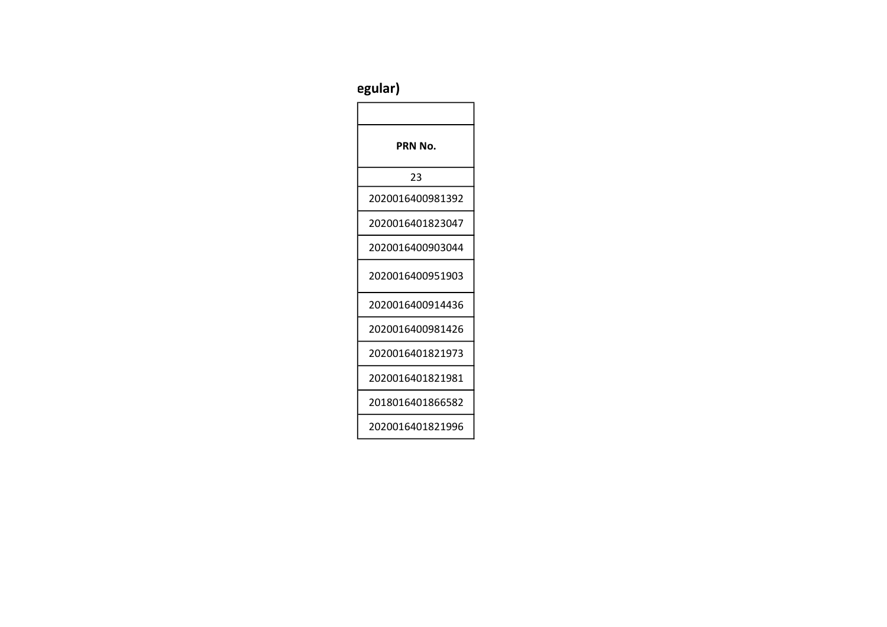**egular)**

| |
|---|
| **PRN No.** |
| 23 |
| 2020016400981392 |
| 2020016401823047 |
| 2020016400903044 |
| 2020016400951903 |
| 2020016400914436 |
| 2020016400981426 |
| 2020016401821973 |
| 2020016401821981 |
| 2018016401866582 |
| 2020016401821996 |